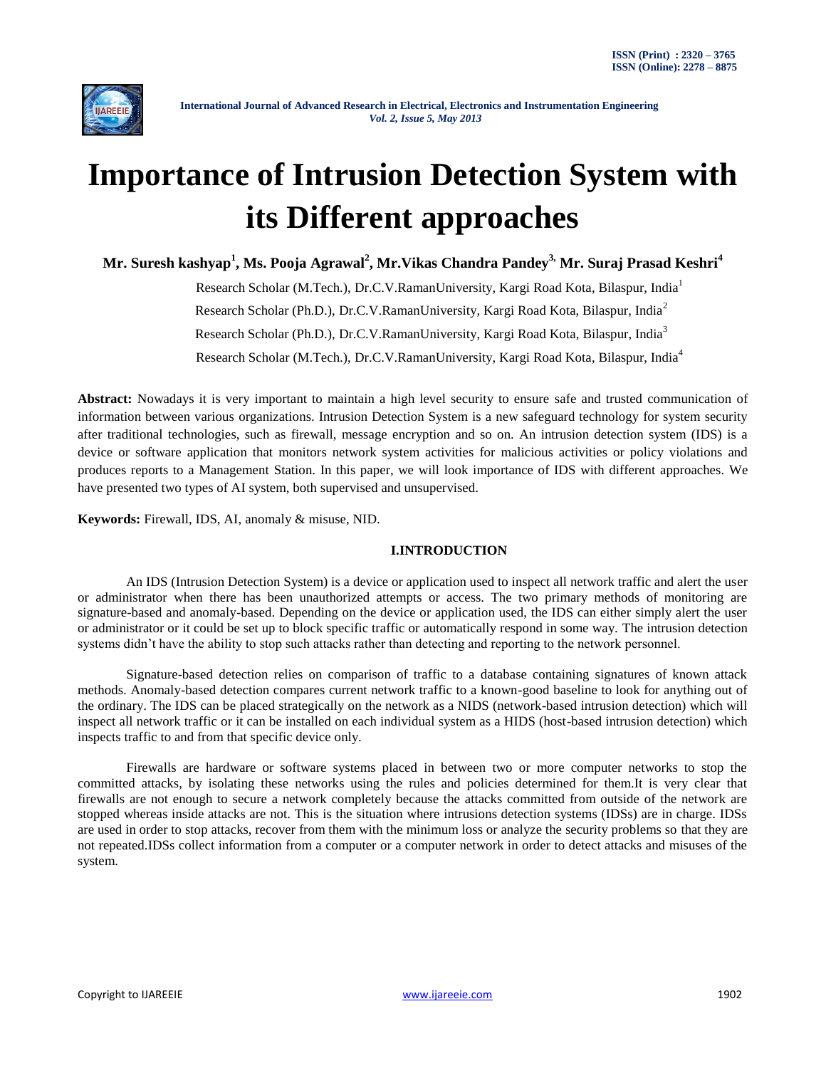# Importance of Intrusion Detection System with its Different approaches

**Mr. Suresh kashyap[1], Ms. Pooja Agrawal[2], Mr.Vikas Chandra Pandey[3], Mr. Suraj Prasad Keshri[4]**

Research Scholar (M.Tech.), Dr.C.V.RamanUniversity, Kargi Road Kota, Bilaspur, India[1]

Research Scholar (Ph.D.), Dr.C.V.RamanUniversity, Kargi Road Kota, Bilaspur, India[2]

Research Scholar (Ph.D.), Dr.C.V.RamanUniversity, Kargi Road Kota, Bilaspur, India[3]

Research Scholar (M.Tech.), Dr.C.V.RamanUniversity, Kargi Road Kota, Bilaspur, India[4]

**Abstract:** Nowadays it is very important to maintain a high level security to ensure safe and trusted communication of information between various organizations. Intrusion Detection System is a new safeguard technology for system security after traditional technologies, such as firewall, message encryption and so on. An intrusion detection system (IDS) is a device or software application that monitors network system activities for malicious activities or policy violations and produces reports to a Management Station. In this paper, we will look importance of IDS with different approaches. We have presented two types of AI system, both supervised and unsupervised.

**Keywords:** Firewall, IDS, AI, anomaly & misuse, NID.

## I.INTRODUCTION

An IDS (Intrusion Detection System) is a device or application used to inspect all network traffic and alert the user or administrator when there has been unauthorized attempts or access. The two primary methods of monitoring are signature-based and anomaly-based. Depending on the device or application used, the IDS can either simply alert the user or administrator or it could be set up to block specific traffic or automatically respond in some way. The intrusion detection systems didn't have the ability to stop such attacks rather than detecting and reporting to the network personnel.

Signature-based detection relies on comparison of traffic to a database containing signatures of known attack methods. Anomaly-based detection compares current network traffic to a known-good baseline to look for anything out of the ordinary. The IDS can be placed strategically on the network as a NIDS (network-based intrusion detection) which will inspect all network traffic or it can be installed on each individual system as a HIDS (host-based intrusion detection) which inspects traffic to and from that specific device only.

Firewalls are hardware or software systems placed in between two or more computer networks to stop the committed attacks, by isolating these networks using the rules and policies determined for them.It is very clear that firewalls are not enough to secure a network completely because the attacks committed from outside of the network are stopped whereas inside attacks are not. This is the situation where intrusions detection systems (IDSs) are in charge. IDSs are used in order to stop attacks, recover from them with the minimum loss or analyze the security problems so that they are not repeated.IDSs collect information from a computer or a computer network in order to detect attacks and misuses of the system.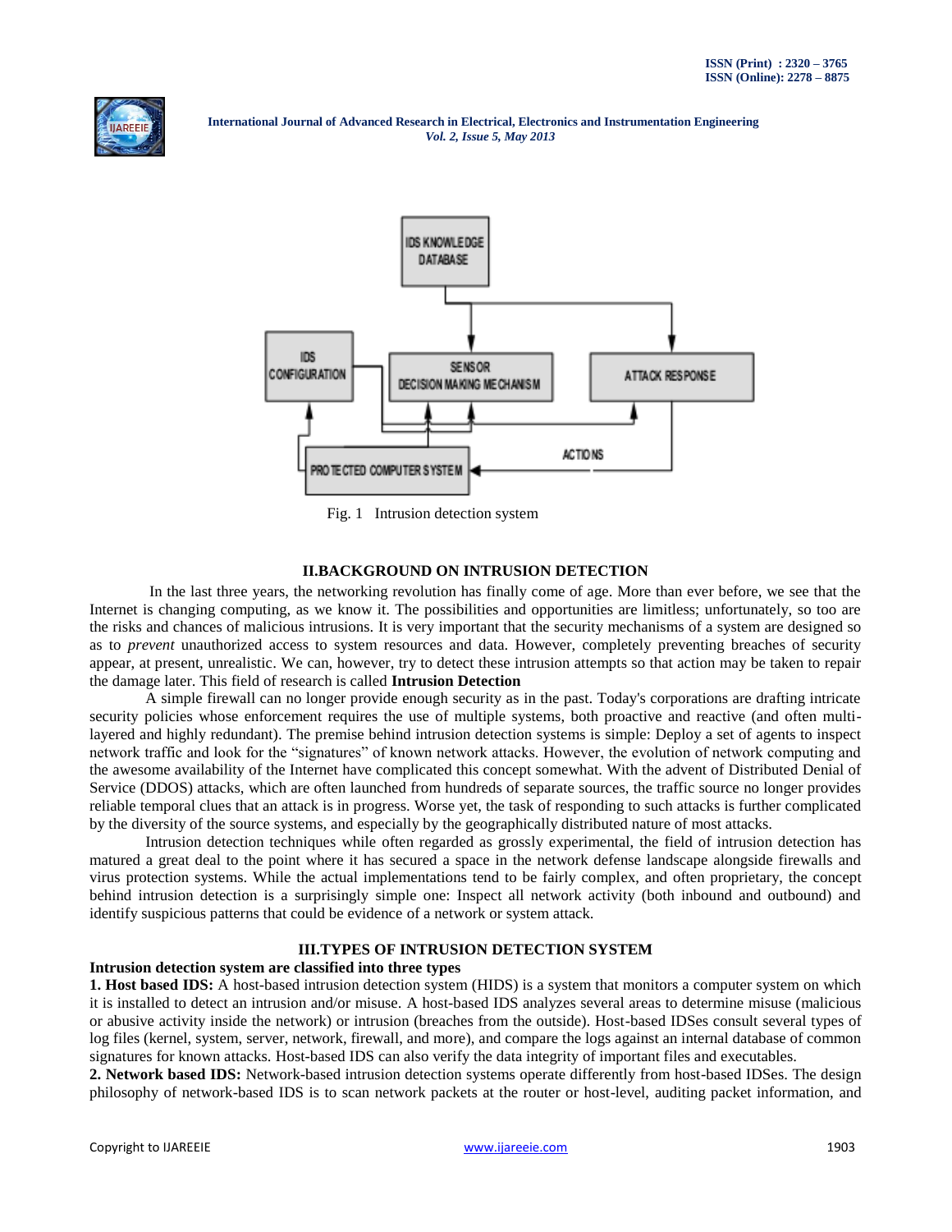Fig. 1 Intrusion detection system

## II.BACKGROUND ON INTRUSION DETECTION

In the last three years, the networking revolution has finally come of age. More than ever before, we see that the Internet is changing computing, as we know it. The possibilities and opportunities are limitless; unfortunately, so too are the risks and chances of malicious intrusions. It is very important that the security mechanisms of a system are designed so as to *prevent* unauthorized access to system resources and data. However, completely preventing breaches of security appear, at present, unrealistic. We can, however, try to detect these intrusion attempts so that action may be taken to repair the damage later. This field of research is called **Intrusion Detection**

A simple firewall can no longer provide enough security as in the past. Today's corporations are drafting intricate security policies whose enforcement requires the use of multiple systems, both proactive and reactive (and often multi-layered and highly redundant). The premise behind intrusion detection systems is simple: Deploy a set of agents to inspect network traffic and look for the "signatures" of known network attacks. However, the evolution of network computing and the awesome availability of the Internet have complicated this concept somewhat. With the advent of Distributed Denial of Service (DDOS) attacks, which are often launched from hundreds of separate sources, the traffic source no longer provides reliable temporal clues that an attack is in progress. Worse yet, the task of responding to such attacks is further complicated by the diversity of the source systems, and especially by the geographically distributed nature of most attacks.

Intrusion detection techniques while often regarded as grossly experimental, the field of intrusion detection has matured a great deal to the point where it has secured a space in the network defense landscape alongside firewalls and virus protection systems. While the actual implementations tend to be fairly complex, and often proprietary, the concept behind intrusion detection is a surprisingly simple one: Inspect all network activity (both inbound and outbound) and identify suspicious patterns that could be evidence of a network or system attack.

## III.TYPES OF INTRUSION DETECTION SYSTEM

**Intrusion detection system are classified into three types**

**1. Host based IDS:** A host-based intrusion detection system (HIDS) is a system that monitors a computer system on which it is installed to detect an intrusion and/or misuse. A host-based IDS analyzes several areas to determine misuse (malicious or abusive activity inside the network) or intrusion (breaches from the outside). Host-based IDSes consult several types of log files (kernel, system, server, network, firewall, and more), and compare the logs against an internal database of common signatures for known attacks. Host-based IDS can also verify the data integrity of important files and executables.

**2. Network based IDS:** Network-based intrusion detection systems operate differently from host-based IDSes. The design philosophy of network-based IDS is to scan network packets at the router or host-level, auditing packet information, and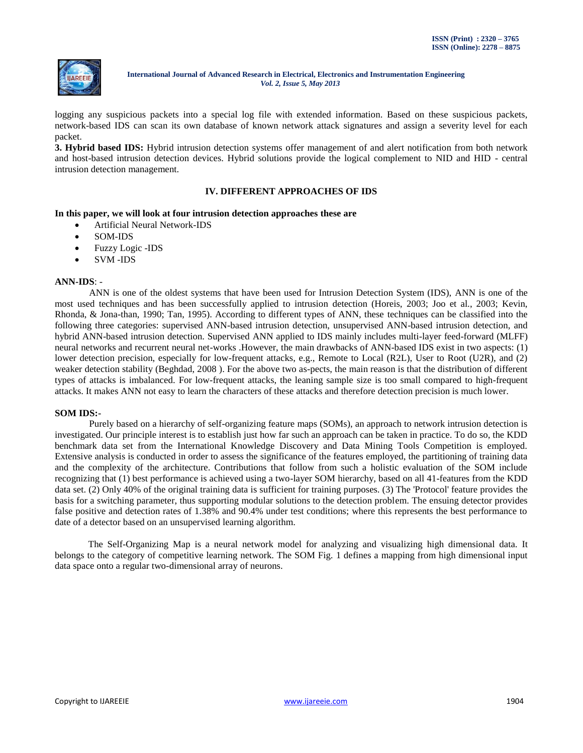logging any suspicious packets into a special log file with extended information. Based on these suspicious packets, network-based IDS can scan its own database of known network attack signatures and assign a severity level for each packet.

**3. Hybrid based IDS:** Hybrid intrusion detection systems offer management of and alert notification from both network and host-based intrusion detection devices. Hybrid solutions provide the logical complement to NID and HID - central intrusion detection management.

## IV. DIFFERENT APPROACHES OF IDS

**In this paper, we will look at four intrusion detection approaches these are**

- Artificial Neural Network-IDS
- SOM-IDS
- Fuzzy Logic -IDS
- SVM -IDS

**ANN-IDS**: -

ANN is one of the oldest systems that have been used for Intrusion Detection System (IDS), ANN is one of the most used techniques and has been successfully applied to intrusion detection (Horeis, 2003; Joo et al., 2003; Kevin, Rhonda, & Jona-than, 1990; Tan, 1995). According to different types of ANN, these techniques can be classified into the following three categories: supervised ANN-based intrusion detection, unsupervised ANN-based intrusion detection, and hybrid ANN-based intrusion detection. Supervised ANN applied to IDS mainly includes multi-layer feed-forward (MLFF) neural networks and recurrent neural net-works .However, the main drawbacks of ANN-based IDS exist in two aspects: (1) lower detection precision, especially for low-frequent attacks, e.g., Remote to Local (R2L), User to Root (U2R), and (2) weaker detection stability (Beghdad, 2008 ). For the above two as-pects, the main reason is that the distribution of different types of attacks is imbalanced. For low-frequent attacks, the leaning sample size is too small compared to high-frequent attacks. It makes ANN not easy to learn the characters of these attacks and therefore detection precision is much lower.

**SOM IDS:**-

Purely based on a hierarchy of self-organizing feature maps (SOMs), an approach to network intrusion detection is investigated. Our principle interest is to establish just how far such an approach can be taken in practice. To do so, the KDD benchmark data set from the International Knowledge Discovery and Data Mining Tools Competition is employed. Extensive analysis is conducted in order to assess the significance of the features employed, the partitioning of training data and the complexity of the architecture. Contributions that follow from such a holistic evaluation of the SOM include recognizing that (1) best performance is achieved using a two-layer SOM hierarchy, based on all 41-features from the KDD data set. (2) Only 40% of the original training data is sufficient for training purposes. (3) The 'Protocol' feature provides the basis for a switching parameter, thus supporting modular solutions to the detection problem. The ensuing detector provides false positive and detection rates of 1.38% and 90.4% under test conditions; where this represents the best performance to date of a detector based on an unsupervised learning algorithm.

The Self-Organizing Map is a neural network model for analyzing and visualizing high dimensional data. It belongs to the category of competitive learning network. The SOM Fig. 1 defines a mapping from high dimensional input data space onto a regular two-dimensional array of neurons.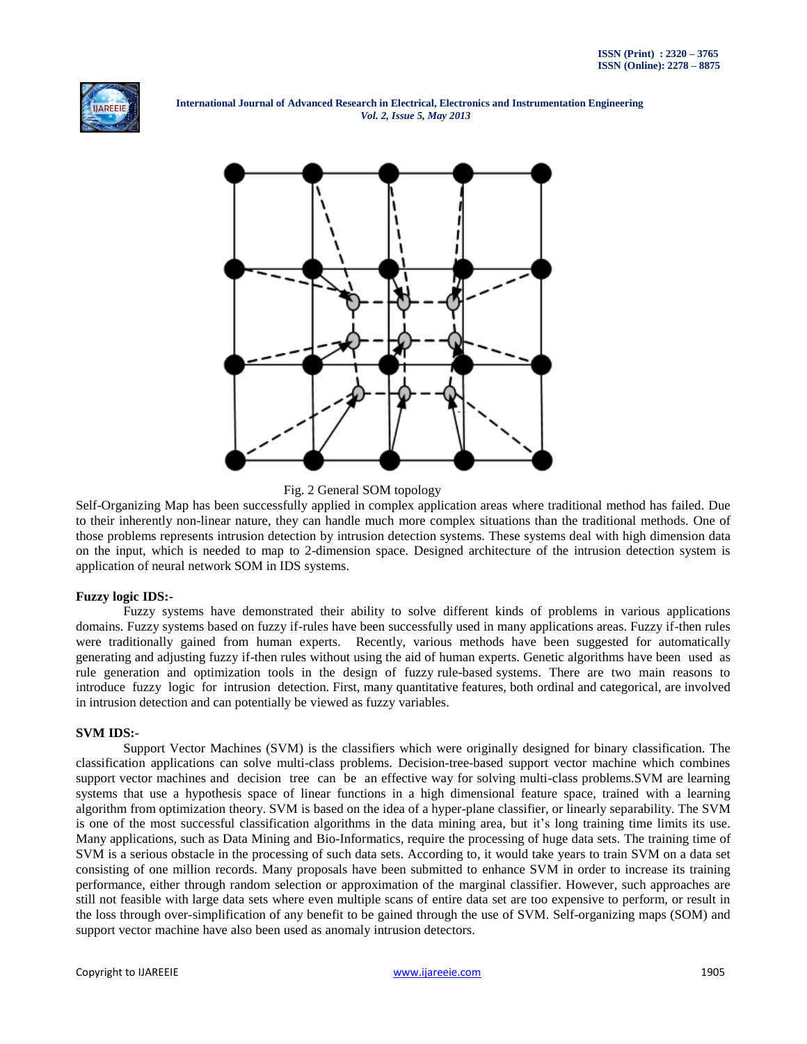Fig. 2 General SOM topology

Self-Organizing Map has been successfully applied in complex application areas where traditional method has failed. Due to their inherently non-linear nature, they can handle much more complex situations than the traditional methods. One of those problems represents intrusion detection by intrusion detection systems. These systems deal with high dimension data on the input, which is needed to map to 2-dimension space. Designed architecture of the intrusion detection system is application of neural network SOM in IDS systems.

**Fuzzy logic IDS:-**

Fuzzy systems have demonstrated their ability to solve different kinds of problems in various applications domains. Fuzzy systems based on fuzzy if-rules have been successfully used in many applications areas. Fuzzy if-then rules were traditionally gained from human experts. Recently, various methods have been suggested for automatically generating and adjusting fuzzy if-then rules without using the aid of human experts. Genetic algorithms have been used as rule generation and optimization tools in the design of fuzzy rule-based systems. There are two main reasons to introduce fuzzy logic for intrusion detection. First, many quantitative features, both ordinal and categorical, are involved in intrusion detection and can potentially be viewed as fuzzy variables.

**SVM IDS:-**

Support Vector Machines (SVM) is the classifiers which were originally designed for binary classification. The classification applications can solve multi-class problems. Decision-tree-based support vector machine which combines support vector machines and decision tree can be an effective way for solving multi-class problems.SVM are learning systems that use a hypothesis space of linear functions in a high dimensional feature space, trained with a learning algorithm from optimization theory. SVM is based on the idea of a hyper-plane classifier, or linearly separability. The SVM is one of the most successful classification algorithms in the data mining area, but it's long training time limits its use. Many applications, such as Data Mining and Bio-Informatics, require the processing of huge data sets. The training time of SVM is a serious obstacle in the processing of such data sets. According to, it would take years to train SVM on a data set consisting of one million records. Many proposals have been submitted to enhance SVM in order to increase its training performance, either through random selection or approximation of the marginal classifier. However, such approaches are still not feasible with large data sets where even multiple scans of entire data set are too expensive to perform, or result in the loss through over-simplification of any benefit to be gained through the use of SVM. Self-organizing maps (SOM) and support vector machine have also been used as anomaly intrusion detectors.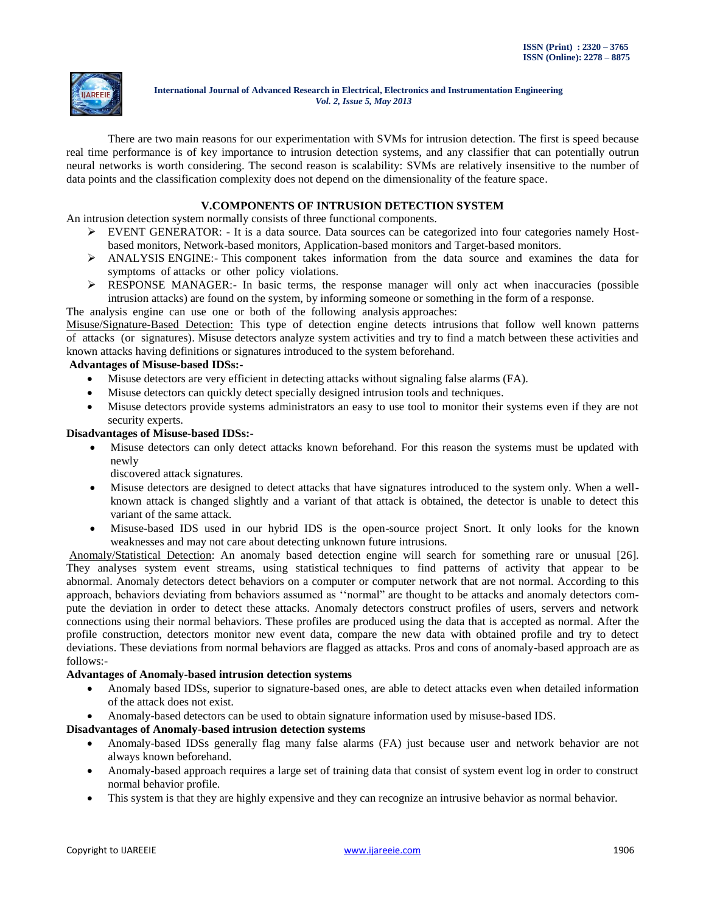There are two main reasons for our experimentation with SVMs for intrusion detection. The first is speed because real time performance is of key importance to intrusion detection systems, and any classifier that can potentially outrun neural networks is worth considering. The second reason is scalability: SVMs are relatively insensitive to the number of data points and the classification complexity does not depend on the dimensionality of the feature space.

## V.COMPONENTS OF INTRUSION DETECTION SYSTEM

An intrusion detection system normally consists of three functional components.

- EVENT GENERATOR: - It is a data source. Data sources can be categorized into four categories namely Host-based monitors, Network-based monitors, Application-based monitors and Target-based monitors.
- ANALYSIS ENGINE:- This component takes information from the data source and examines the data for symptoms of attacks or other policy violations.
- RESPONSE MANAGER:- In basic terms, the response manager will only act when inaccuracies (possible intrusion attacks) are found on the system, by informing someone or something in the form of a response.

The analysis engine can use one or both of the following analysis approaches:

Misuse/Signature-Based Detection: This type of detection engine detects intrusions that follow well known patterns of attacks (or signatures). Misuse detectors analyze system activities and try to find a match between these activities and known attacks having definitions or signatures introduced to the system beforehand.

**Advantages of Misuse-based IDSs:-**

- Misuse detectors are very efficient in detecting attacks without signaling false alarms (FA).
- Misuse detectors can quickly detect specially designed intrusion tools and techniques.
- Misuse detectors provide systems administrators an easy to use tool to monitor their systems even if they are not security experts.

**Disadvantages of Misuse-based IDSs:-**

- Misuse detectors can only detect attacks known beforehand. For this reason the systems must be updated with newly discovered attack signatures.
- Misuse detectors are designed to detect attacks that have signatures introduced to the system only. When a well-known attack is changed slightly and a variant of that attack is obtained, the detector is unable to detect this variant of the same attack.
- Misuse-based IDS used in our hybrid IDS is the open-source project Snort. It only looks for the known weaknesses and may not care about detecting unknown future intrusions.

Anomaly/Statistical Detection: An anomaly based detection engine will search for something rare or unusual [26]. They analyses system event streams, using statistical techniques to find patterns of activity that appear to be abnormal. Anomaly detectors detect behaviors on a computer or computer network that are not normal. According to this approach, behaviors deviating from behaviors assumed as ''normal" are thought to be attacks and anomaly detectors compute the deviation in order to detect these attacks. Anomaly detectors construct profiles of users, servers and network connections using their normal behaviors. These profiles are produced using the data that is accepted as normal. After the profile construction, detectors monitor new event data, compare the new data with obtained profile and try to detect deviations. These deviations from normal behaviors are flagged as attacks. Pros and cons of anomaly-based approach are as follows:-

**Advantages of Anomaly-based intrusion detection systems**

- Anomaly based IDSs, superior to signature-based ones, are able to detect attacks even when detailed information of the attack does not exist.
- Anomaly-based detectors can be used to obtain signature information used by misuse-based IDS.

**Disadvantages of Anomaly-based intrusion detection systems**

- Anomaly-based IDSs generally flag many false alarms (FA) just because user and network behavior are not always known beforehand.
- Anomaly-based approach requires a large set of training data that consist of system event log in order to construct normal behavior profile.
- This system is that they are highly expensive and they can recognize an intrusive behavior as normal behavior.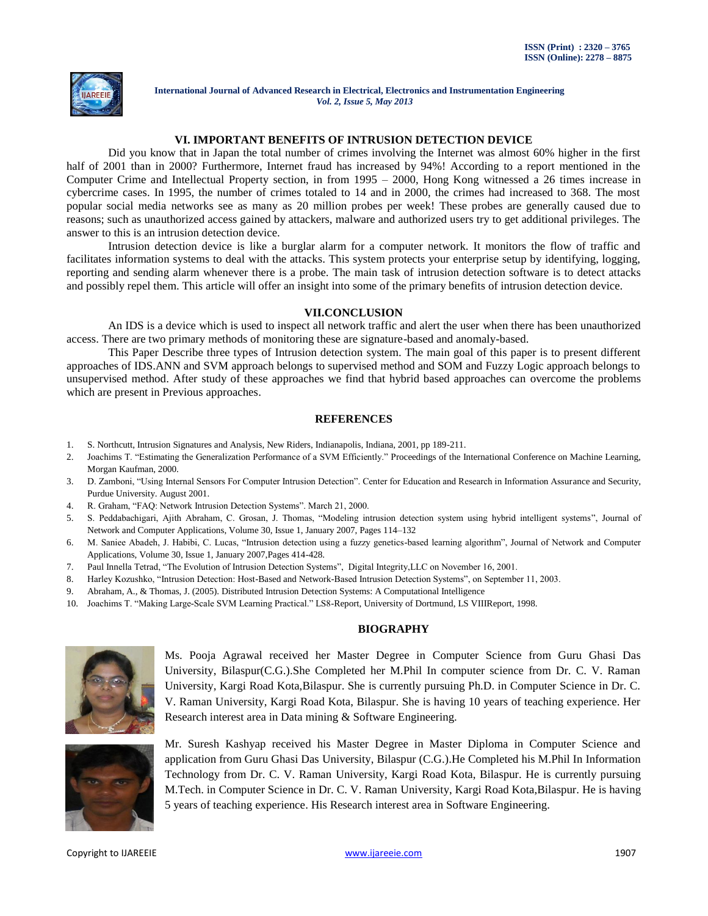## VI. IMPORTANT BENEFITS OF INTRUSION DETECTION DEVICE

Did you know that in Japan the total number of crimes involving the Internet was almost 60% higher in the first half of 2001 than in 2000? Furthermore, Internet fraud has increased by 94%! According to a report mentioned in the Computer Crime and Intellectual Property section, in from 1995 – 2000, Hong Kong witnessed a 26 times increase in cybercrime cases. In 1995, the number of crimes totaled to 14 and in 2000, the crimes had increased to 368. The most popular social media networks see as many as 20 million probes per week! These probes are generally caused due to reasons; such as unauthorized access gained by attackers, malware and authorized users try to get additional privileges. The answer to this is an intrusion detection device.

Intrusion detection device is like a burglar alarm for a computer network. It monitors the flow of traffic and facilitates information systems to deal with the attacks. This system protects your enterprise setup by identifying, logging, reporting and sending alarm whenever there is a probe. The main task of intrusion detection software is to detect attacks and possibly repel them. This article will offer an insight into some of the primary benefits of intrusion detection device.

## VII.CONCLUSION

An IDS is a device which is used to inspect all network traffic and alert the user when there has been unauthorized access. There are two primary methods of monitoring these are signature-based and anomaly-based.

This Paper Describe three types of Intrusion detection system. The main goal of this paper is to present different approaches of IDS.ANN and SVM approach belongs to supervised method and SOM and Fuzzy Logic approach belongs to unsupervised method. After study of these approaches we find that hybrid based approaches can overcome the problems which are present in Previous approaches.

## REFERENCES

1. S. Northcutt, Intrusion Signatures and Analysis, New Riders, Indianapolis, Indiana, 2001, pp 189-211.
2. Joachims T. "Estimating the Generalization Performance of a SVM Efficiently." Proceedings of the International Conference on Machine Learning, Morgan Kaufman, 2000.
3. D. Zamboni, "Using Internal Sensors For Computer Intrusion Detection". Center for Education and Research in Information Assurance and Security, Purdue University. August 2001.
4. R. Graham, "FAQ: Network Intrusion Detection Systems". March 21, 2000.
5. S. Peddabachigari, Ajith Abraham, C. Grosan, J. Thomas, "Modeling intrusion detection system using hybrid intelligent systems", Journal of Network and Computer Applications, Volume 30, Issue 1, January 2007, Pages 114–132
6. M. Saniee Abadeh, J. Habibi, C. Lucas, "Intrusion detection using a fuzzy genetics-based learning algorithm", Journal of Network and Computer Applications, Volume 30, Issue 1, January 2007,Pages 414-428.
7. Paul Innella Tetrad, "The Evolution of Intrusion Detection Systems", Digital Integrity,LLC on November 16, 2001.
8. Harley Kozushko, "Intrusion Detection: Host-Based and Network-Based Intrusion Detection Systems", on September 11, 2003.
9. Abraham, A., & Thomas, J. (2005). Distributed Intrusion Detection Systems: A Computational Intelligence
10. Joachims T. "Making Large-Scale SVM Learning Practical." LS8-Report, University of Dortmund, LS VIIIReport, 1998.

## BIOGRAPHY

Ms. Pooja Agrawal received her Master Degree in Computer Science from Guru Ghasi Das University, Bilaspur(C.G.).She Completed her M.Phil In computer science from Dr. C. V. Raman University, Kargi Road Kota,Bilaspur. She is currently pursuing Ph.D. in Computer Science in Dr. C. V. Raman University, Kargi Road Kota, Bilaspur. She is having 10 years of teaching experience. Her Research interest area in Data mining & Software Engineering.

Mr. Suresh Kashyap received his Master Degree in Master Diploma in Computer Science and application from Guru Ghasi Das University, Bilaspur (C.G.).He Completed his M.Phil In Information Technology from Dr. C. V. Raman University, Kargi Road Kota, Bilaspur. He is currently pursuing M.Tech. in Computer Science in Dr. C. V. Raman University, Kargi Road Kota,Bilaspur. He is having 5 years of teaching experience. His Research interest area in Software Engineering.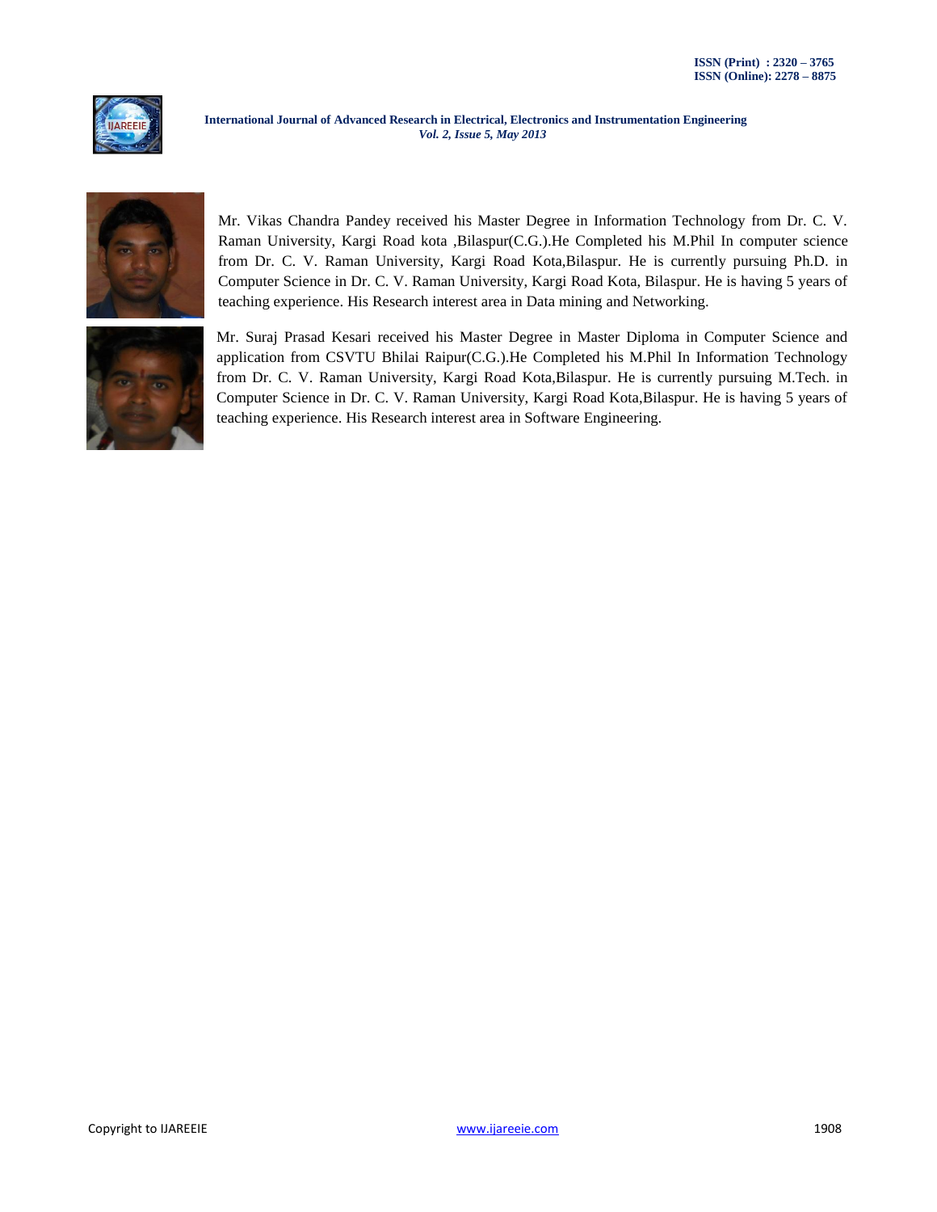Mr. Vikas Chandra Pandey received his Master Degree in Information Technology from Dr. C. V. Raman University, Kargi Road kota ,Bilaspur(C.G.).He Completed his M.Phil In computer science from Dr. C. V. Raman University, Kargi Road Kota,Bilaspur. He is currently pursuing Ph.D. in Computer Science in Dr. C. V. Raman University, Kargi Road Kota, Bilaspur. He is having 5 years of teaching experience. His Research interest area in Data mining and Networking.

Mr. Suraj Prasad Kesari received his Master Degree in Master Diploma in Computer Science and application from CSVTU Bhilai Raipur(C.G.).He Completed his M.Phil In Information Technology from Dr. C. V. Raman University, Kargi Road Kota,Bilaspur. He is currently pursuing M.Tech. in Computer Science in Dr. C. V. Raman University, Kargi Road Kota,Bilaspur. He is having 5 years of teaching experience. His Research interest area in Software Engineering.